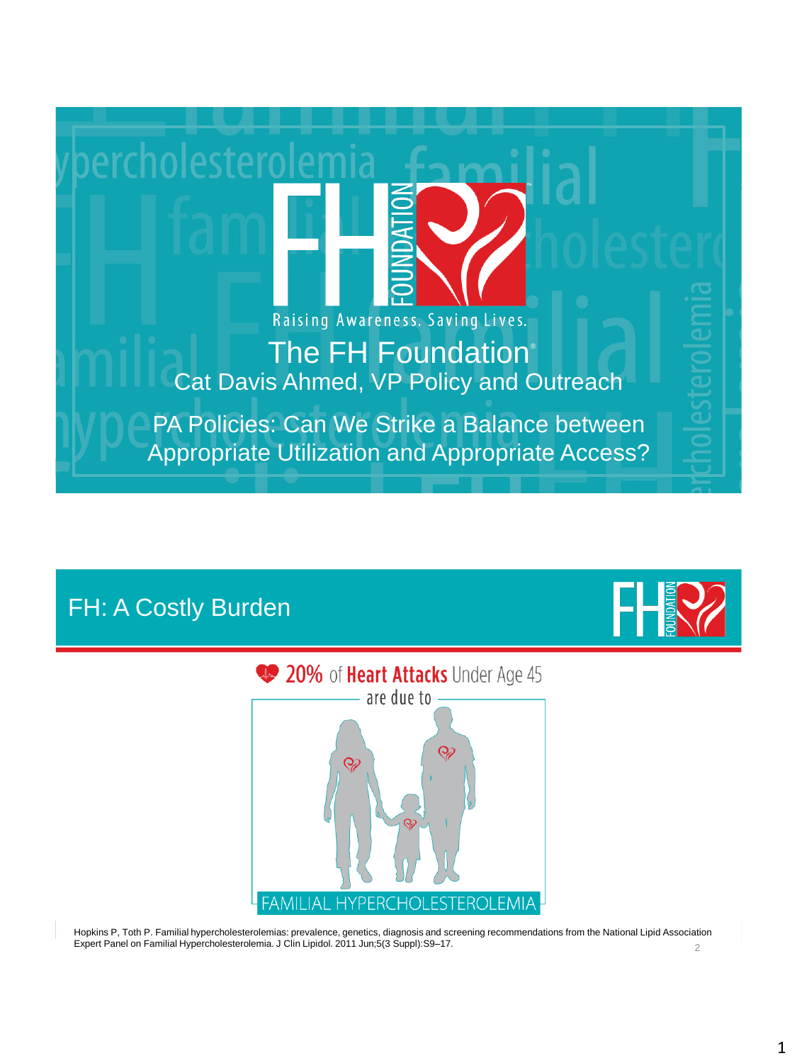# The FH Foundation®

Raising Awareness. Saving Lives.

Cat Davis Ahmed, VP Policy and Outreach

PA Policies: Can We Strike a Balance between Appropriate Utilization and Appropriate Access?

## FH: A Costly Burden

**20%** of **Heart Attacks** Under Age 45 are due to

FAMILIAL HYPERCHOLESTEROLEMIA

Hopkins P, Toth P. Familial hypercholesterolemias: prevalence, genetics, diagnosis and screening recommendations from the National Lipid Association Expert Panel on Familial Hypercholesterolemia. J Clin Lipidol. 2011 Jun;5(3 Suppl):S9–17.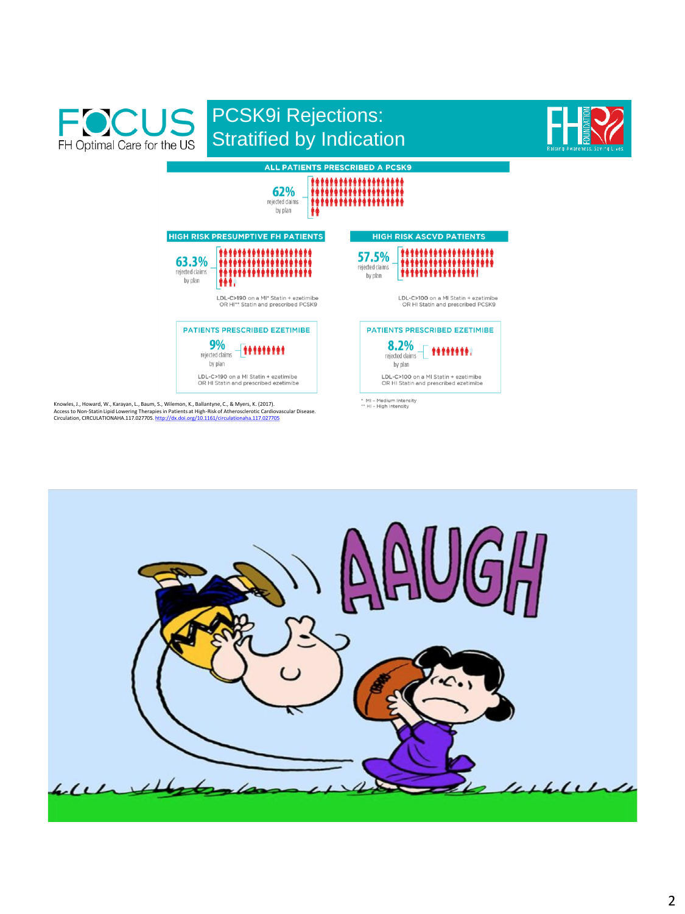# PCSK9i Rejections: Stratified by Indication

FOCUS — FH Optimal Care for the US

## ALL PATIENTS PRESCRIBED A PCSK9

**62%** rejected claims by plan

## HIGH RISK PRESUMPTIVE FH PATIENTS

**63.3%** rejected claims by plan

LDL-C>190 on a MI* Statin + ezetimibe OR HI** Statin and prescribed PCSK9

### PATIENTS PRESCRIBED EZETIMIBE

**9%** rejected claims by plan

LDL-C>190 on a MI Statin + ezetimibe OR HI Statin and prescribed ezetimibe

## HIGH RISK ASCVD PATIENTS

**57.5%** rejected claims by plan

LDL-C>100 on a MI Statin + ezetimibe OR HI Statin and prescribed PCSK9

### PATIENTS PRESCRIBED EZETIMIBE

**8.2%** rejected claims by plan

LDL-C>100 on a MI Statin + ezetimibe OR HI Statin and prescribed ezetimibe

\* MI – Medium Intensity
\*\* HI – High Intensity

Knowles, J., Howard, W., Karayan, L., Baum, S., Wilemon, K., Ballantyne, C., & Myers, K. (2017). Access to Non-Statin Lipid Lowering Therapies in Patients at High-Risk of Atherosclerotic Cardiovascular Disease. Circulation, CIRCULATIONAHA.117.027705. http://dx.doi.org/10.1161/circulationaha.117.027705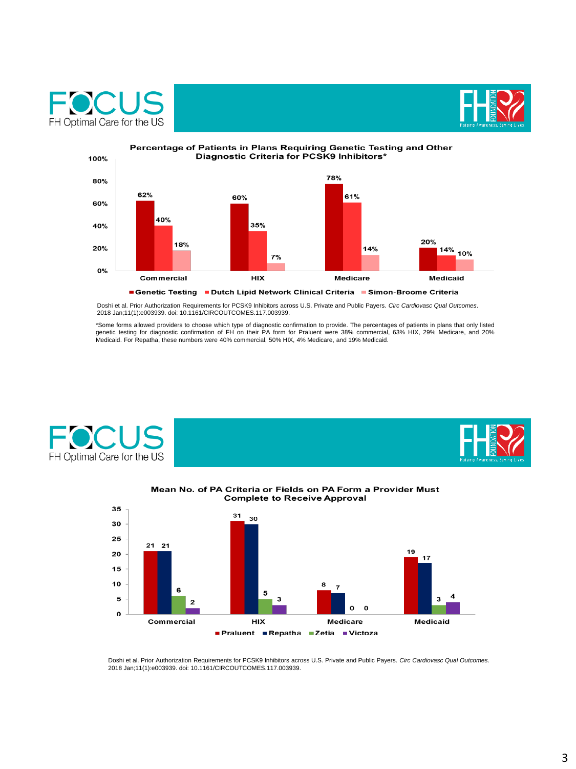FOCUS
FH Optimal Care for the US

FH FOUNDATION
Raising Awareness. Saving Lives.

### Percentage of Patients in Plans Requiring Genetic Testing and Other Diagnostic Criteria for PCSK9 Inhibitors*

| | Genetic Testing | Dutch Lipid Network Clinical Criteria | Simon-Broome Criteria |
|---|---|---|---|
| Commercial | 62% | 40% | 18% |
| HIX | 60% | 35% | 7% |
| Medicare | 78% | 61% | 14% |
| Medicaid | 20% | 14% | 10% |

Doshi et al. Prior Authorization Requirements for PCSK9 Inhibitors across U.S. Private and Public Payers. *Circ Cardiovasc Qual Outcomes*. 2018 Jan;11(1):e003939. doi: 10.1161/CIRCOUTCOMES.117.003939.

*Some forms allowed providers to choose which type of diagnostic confirmation to provide. The percentages of patients in plans that only listed genetic testing for diagnostic confirmation of FH on their PA form for Praluent were 38% commercial, 63% HIX, 29% Medicare, and 20% Medicaid. For Repatha, these numbers were 40% commercial, 50% HIX, 4% Medicare, and 19% Medicaid.

FOCUS
FH Optimal Care for the US

FH FOUNDATION
Raising Awareness. Saving Lives.

### Mean No. of PA Criteria or Fields on PA Form a Provider Must Complete to Receive Approval

| | Praluent | Repatha | Zetia | Victoza |
|---|---|---|---|---|
| Commercial | 21 | 21 | 6 | 2 |
| HIX | 31 | 30 | 5 | 3 |
| Medicare | 8 | 7 | 0 | 0 |
| Medicaid | 19 | 17 | 3 | 4 |

Doshi et al. Prior Authorization Requirements for PCSK9 Inhibitors across U.S. Private and Public Payers. *Circ Cardiovasc Qual Outcomes*. 2018 Jan;11(1):e003939. doi: 10.1161/CIRCOUTCOMES.117.003939.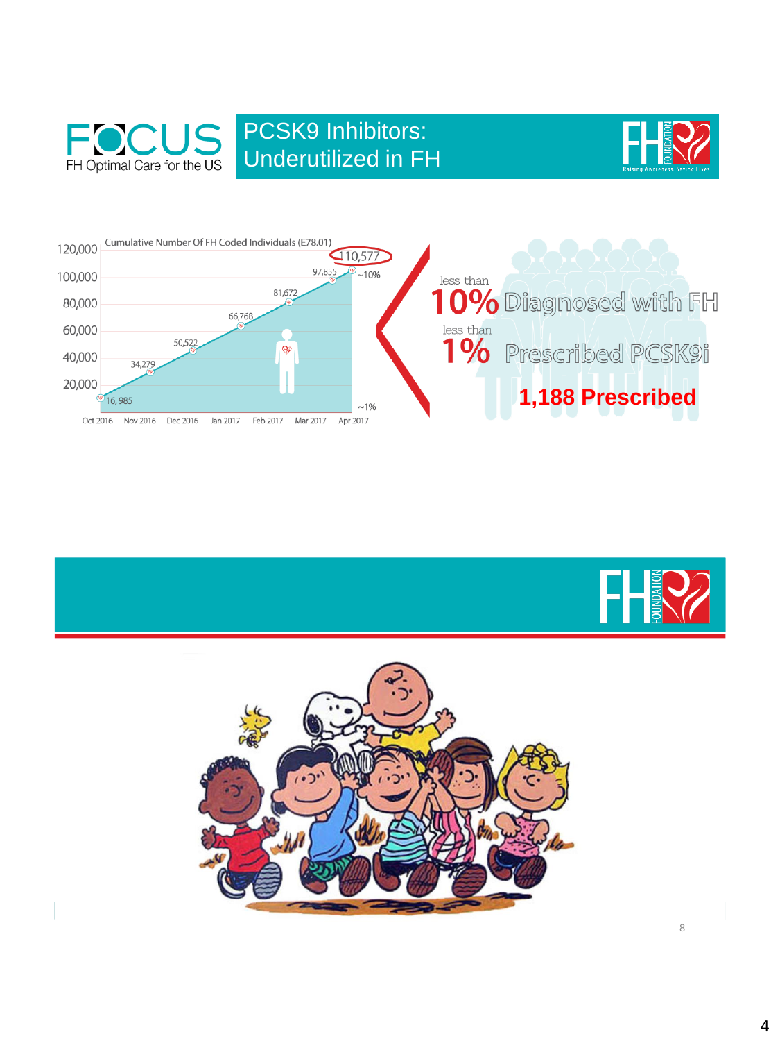FOCUS
FH Optimal Care for the US

# PCSK9 Inhibitors: Underutilized in FH

FH FOUNDATION
Raising Awareness. Saving Lives.

Cumulative Number Of FH Coded Individuals (E78.01)

120,000
100,000
80,000
60,000
40,000
20,000

16, 985
34,279
50,522
66,768
81,672
97,855
110,577

~10%
~1%

Oct 2016
Nov 2016
Dec 2016
Jan 2017
Feb 2017
Mar 2017
Apr 2017

less than
**10%** Diagnosed with FH

less than
**1%** Prescribed PCSK9i

**1,188 Prescribed**

FH FOUNDATION